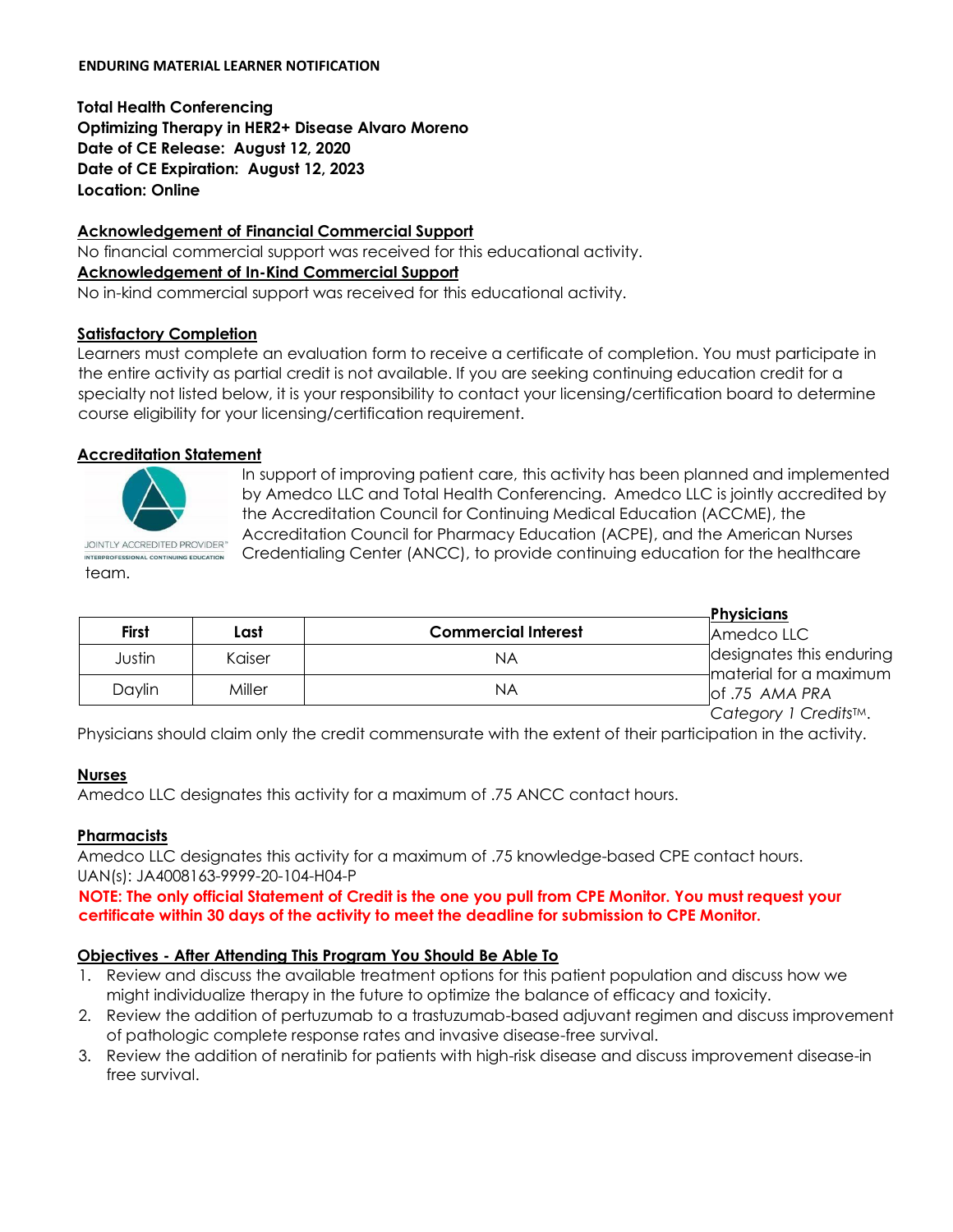**ENDURING MATERIAL LEARNER NOTIFICATION**

**Total Health Conferencing**
**Optimizing Therapy in HER2+ Disease Alvaro Moreno**
**Date of CE Release: August 12, 2020**
**Date of CE Expiration: August 12, 2023**
**Location: Online**

## Acknowledgement of Financial Commercial Support

No financial commercial support was received for this educational activity.

## Acknowledgement of In-Kind Commercial Support

No in-kind commercial support was received for this educational activity.

## Satisfactory Completion

Learners must complete an evaluation form to receive a certificate of completion. You must participate in the entire activity as partial credit is not available. If you are seeking continuing education credit for a specialty not listed below, it is your responsibility to contact your licensing/certification board to determine course eligibility for your licensing/certification requirement.

## Accreditation Statement

JOINTLY ACCREDITED PROVIDER™
INTERPROFESSIONAL CONTINUING EDUCATION

In support of improving patient care, this activity has been planned and implemented by Amedco LLC and Total Health Conferencing. Amedco LLC is jointly accredited by the Accreditation Council for Continuing Medical Education (ACCME), the Accreditation Council for Pharmacy Education (ACPE), and the American Nurses Credentialing Center (ANCC), to provide continuing education for the healthcare team.

| First | Last | Commercial Interest |
|---|---|---|
| Justin | Kaiser | NA |
| Daylin | Miller | NA |

## Physicians

Amedco LLC designates this enduring material for a maximum of .75 *AMA PRA Category 1 Credits*™. Physicians should claim only the credit commensurate with the extent of their participation in the activity.

## Nurses

Amedco LLC designates this activity for a maximum of .75 ANCC contact hours.

## Pharmacists

Amedco LLC designates this activity for a maximum of .75 knowledge-based CPE contact hours.
UAN(s): JA4008163-9999-20-104-H04-P

**NOTE: The only official Statement of Credit is the one you pull from CPE Monitor. You must request your certificate within 30 days of the activity to meet the deadline for submission to CPE Monitor.**

## Objectives - After Attending This Program You Should Be Able To

1. Review and discuss the available treatment options for this patient population and discuss how we might individualize therapy in the future to optimize the balance of efficacy and toxicity.
2. Review the addition of pertuzumab to a trastuzumab-based adjuvant regimen and discuss improvement of pathologic complete response rates and invasive disease-free survival.
3. Review the addition of neratinib for patients with high-risk disease and discuss improvement disease-in free survival.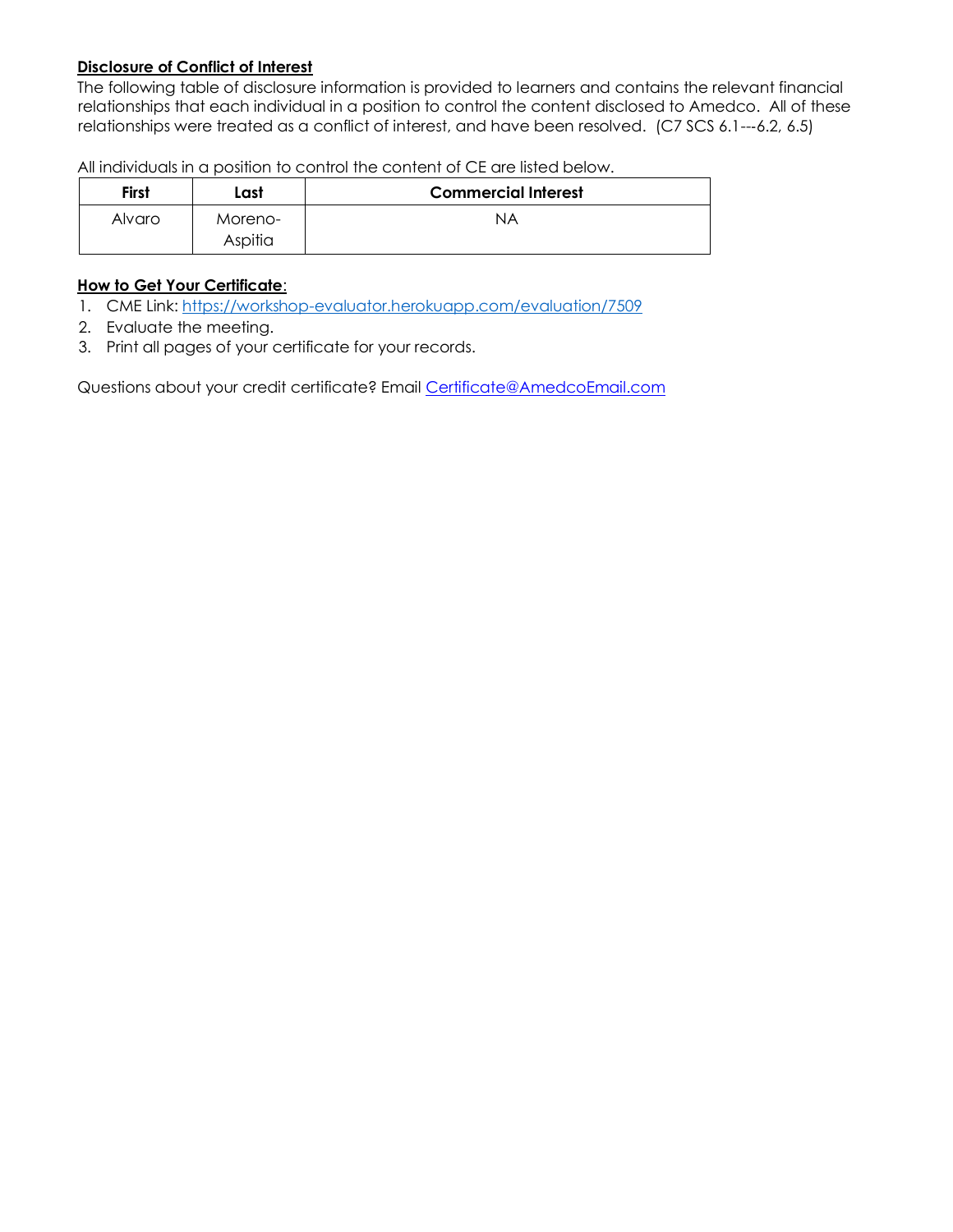**Disclosure of Conflict of Interest**

The following table of disclosure information is provided to learners and contains the relevant financial relationships that each individual in a position to control the content disclosed to Amedco. All of these relationships were treated as a conflict of interest, and have been resolved. (C7 SCS 6.1---6.2, 6.5)

All individuals in a position to control the content of CE are listed below.

| First | Last | Commercial Interest |
|---|---|---|
| Alvaro | Moreno-Aspitia | NA |

**How to Get Your Certificate**:

1. CME Link: https://workshop-evaluator.herokuapp.com/evaluation/7509
2. Evaluate the meeting.
3. Print all pages of your certificate for your records.

Questions about your credit certificate? Email Certificate@AmedcoEmail.com